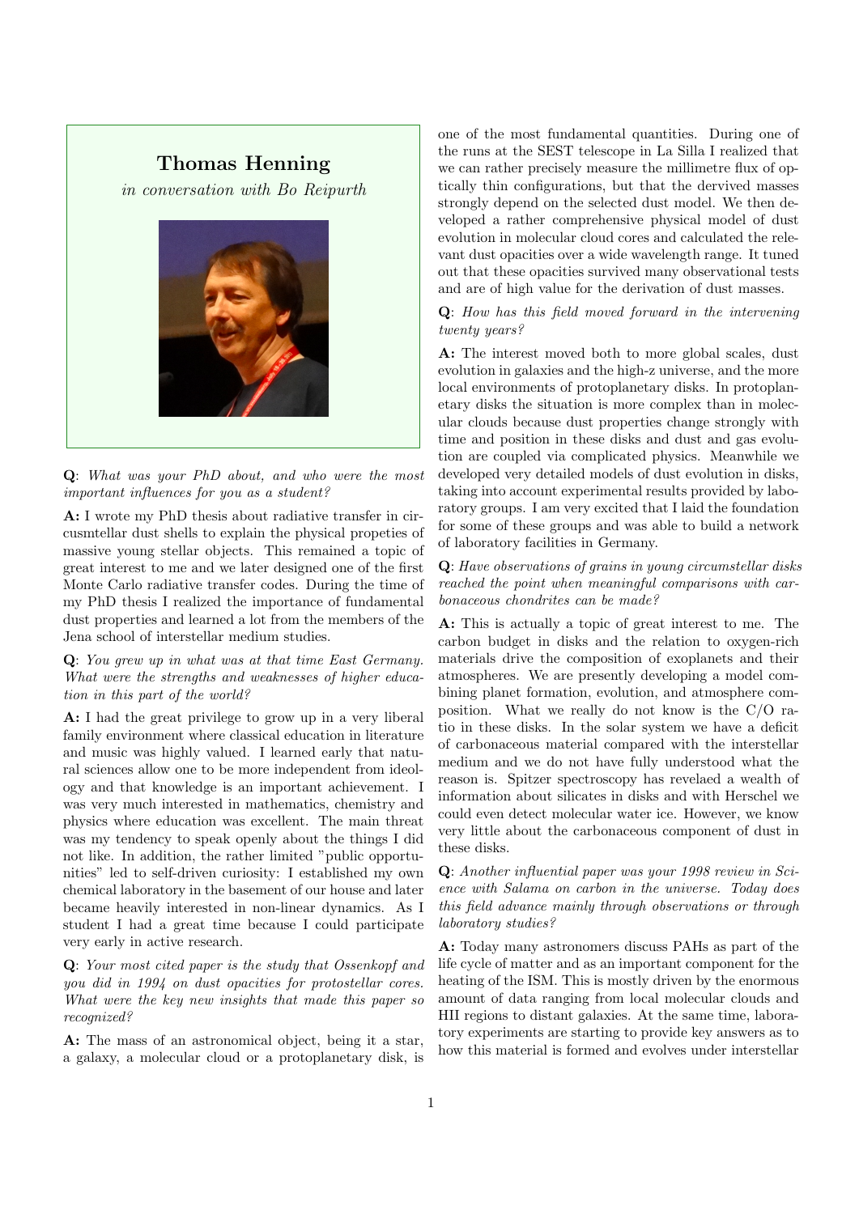# Thomas Henning

*in conversation with Bo Reipurth*

**Q**: *What was your PhD about, and who were the most important influences for you as a student?*

**A:** I wrote my PhD thesis about radiative transfer in circusmtellar dust shells to explain the physical propeties of massive young stellar objects. This remained a topic of great interest to me and we later designed one of the first Monte Carlo radiative transfer codes. During the time of my PhD thesis I realized the importance of fundamental dust properties and learned a lot from the members of the Jena school of interstellar medium studies.

**Q**: *You grew up in what was at that time East Germany. What were the strengths and weaknesses of higher education in this part of the world?*

**A:** I had the great privilege to grow up in a very liberal family environment where classical education in literature and music was highly valued. I learned early that natural sciences allow one to be more independent from ideology and that knowledge is an important achievement. I was very much interested in mathematics, chemistry and physics where education was excellent. The main threat was my tendency to speak openly about the things I did not like. In addition, the rather limited "public opportunities" led to self-driven curiosity: I established my own chemical laboratory in the basement of our house and later became heavily interested in non-linear dynamics. As I student I had a great time because I could participate very early in active research.

**Q**: *Your most cited paper is the study that Ossenkopf and you did in 1994 on dust opacities for protostellar cores. What were the key new insights that made this paper so recognized?*

**A:** The mass of an astronomical object, being it a star, a galaxy, a molecular cloud or a protoplanetary disk, is one of the most fundamental quantities. During one of the runs at the SEST telescope in La Silla I realized that we can rather precisely measure the millimetre flux of optically thin configurations, but that the dervived masses strongly depend on the selected dust model. We then developed a rather comprehensive physical model of dust evolution in molecular cloud cores and calculated the relevant dust opacities over a wide wavelength range. It tuned out that these opacities survived many observational tests and are of high value for the derivation of dust masses.

**Q**: *How has this field moved forward in the intervening twenty years?*

**A:** The interest moved both to more global scales, dust evolution in galaxies and the high-z universe, and the more local environments of protoplanetary disks. In protoplanetary disks the situation is more complex than in molecular clouds because dust properties change strongly with time and position in these disks and dust and gas evolution are coupled via complicated physics. Meanwhile we developed very detailed models of dust evolution in disks, taking into account experimental results provided by laboratory groups. I am very excited that I laid the foundation for some of these groups and was able to build a network of laboratory facilities in Germany.

**Q**: *Have observations of grains in young circumstellar disks reached the point when meaningful comparisons with carbonaceous chondrites can be made?*

**A:** This is actually a topic of great interest to me. The carbon budget in disks and the relation to oxygen-rich materials drive the composition of exoplanets and their atmospheres. We are presently developing a model combining planet formation, evolution, and atmosphere composition. What we really do not know is the C/O ratio in these disks. In the solar system we have a deficit of carbonaceous material compared with the interstellar medium and we do not have fully understood what the reason is. Spitzer spectroscopy has revelaed a wealth of information about silicates in disks and with Herschel we could even detect molecular water ice. However, we know very little about the carbonaceous component of dust in these disks.

**Q**: *Another influential paper was your 1998 review in Science with Salama on carbon in the universe. Today does this field advance mainly through observations or through laboratory studies?*

**A:** Today many astronomers discuss PAHs as part of the life cycle of matter and as an important component for the heating of the ISM. This is mostly driven by the enormous amount of data ranging from local molecular clouds and HII regions to distant galaxies. At the same time, laboratory experiments are starting to provide key answers as to how this material is formed and evolves under interstellar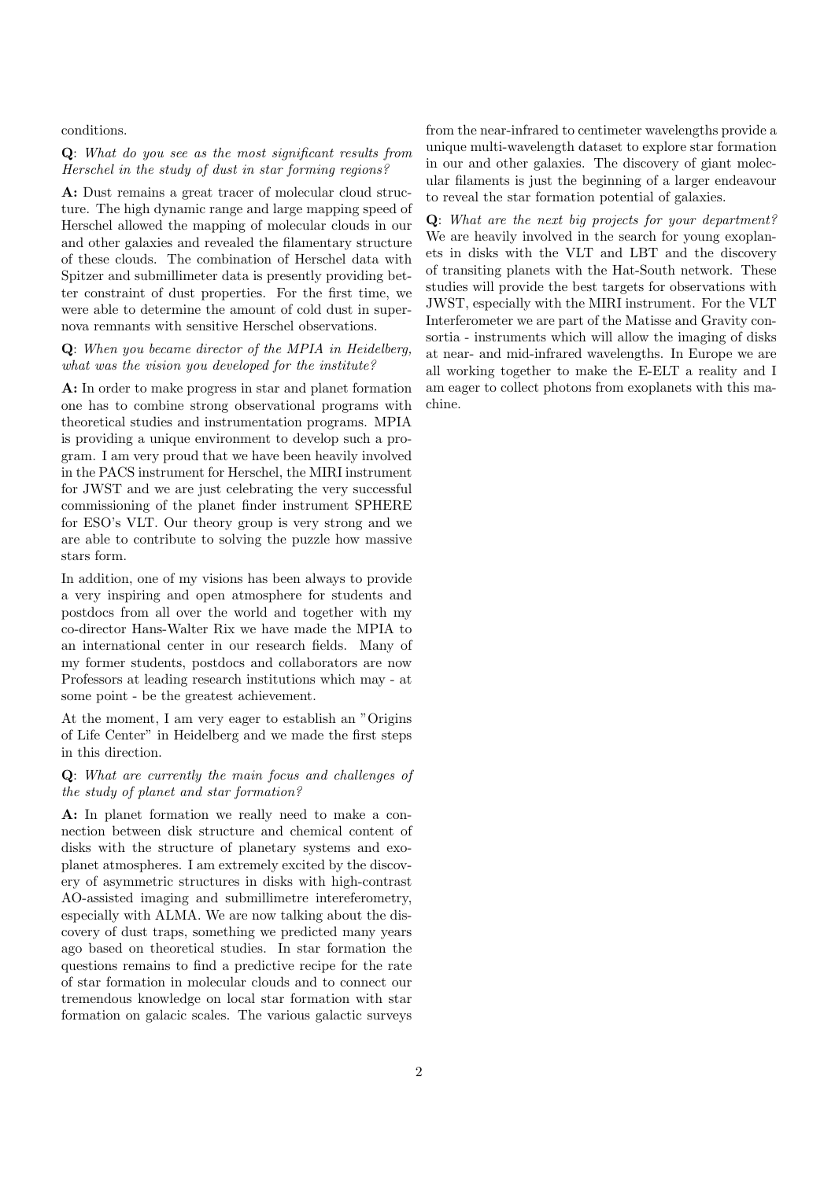conditions.

**Q**: *What do you see as the most significant results from Herschel in the study of dust in star forming regions?*

**A:** Dust remains a great tracer of molecular cloud structure. The high dynamic range and large mapping speed of Herschel allowed the mapping of molecular clouds in our and other galaxies and revealed the filamentary structure of these clouds. The combination of Herschel data with Spitzer and submillimeter data is presently providing better constraint of dust properties. For the first time, we were able to determine the amount of cold dust in supernova remnants with sensitive Herschel observations.

**Q**: *When you became director of the MPIA in Heidelberg, what was the vision you developed for the institute?*

**A:** In order to make progress in star and planet formation one has to combine strong observational programs with theoretical studies and instrumentation programs. MPIA is providing a unique environment to develop such a program. I am very proud that we have been heavily involved in the PACS instrument for Herschel, the MIRI instrument for JWST and we are just celebrating the very successful commissioning of the planet finder instrument SPHERE for ESO's VLT. Our theory group is very strong and we are able to contribute to solving the puzzle how massive stars form.

In addition, one of my visions has been always to provide a very inspiring and open atmosphere for students and postdocs from all over the world and together with my co-director Hans-Walter Rix we have made the MPIA to an international center in our research fields. Many of my former students, postdocs and collaborators are now Professors at leading research institutions which may - at some point - be the greatest achievement.

At the moment, I am very eager to establish an "Origins of Life Center" in Heidelberg and we made the first steps in this direction.

**Q**: *What are currently the main focus and challenges of the study of planet and star formation?*

**A:** In planet formation we really need to make a connection between disk structure and chemical content of disks with the structure of planetary systems and exoplanet atmospheres. I am extremely excited by the discovery of asymmetric structures in disks with high-contrast AO-assisted imaging and submillimetre intereferometry, especially with ALMA. We are now talking about the discovery of dust traps, something we predicted many years ago based on theoretical studies. In star formation the questions remains to find a predictive recipe for the rate of star formation in molecular clouds and to connect our tremendous knowledge on local star formation with star formation on galacic scales. The various galactic surveys from the near-infrared to centimeter wavelengths provide a unique multi-wavelength dataset to explore star formation in our and other galaxies. The discovery of giant molecular filaments is just the beginning of a larger endeavour to reveal the star formation potential of galaxies.

**Q**: *What are the next big projects for your department?*
We are heavily involved in the search for young exoplanets in disks with the VLT and LBT and the discovery of transiting planets with the Hat-South network. These studies will provide the best targets for observations with JWST, especially with the MIRI instrument. For the VLT Interferometer we are part of the Matisse and Gravity consortia - instruments which will allow the imaging of disks at near- and mid-infrared wavelengths. In Europe we are all working together to make the E-ELT a reality and I am eager to collect photons from exoplanets with this machine.